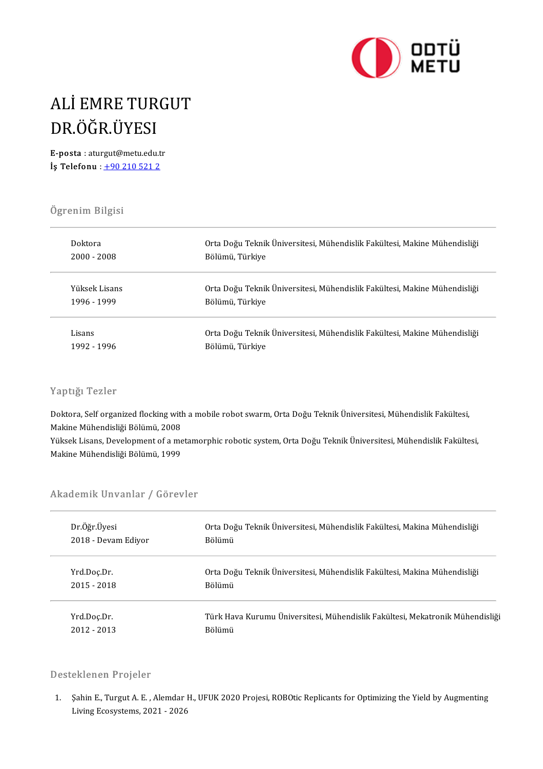# ALİ EMRE TURGUT
# DR.ÖĞR.ÜYESI

**E-posta** : aturgut@metu.edu.tr
**İş Telefonu** : +90 210 521 2

## Ögrenim Bilgisi

| | |
|---|---|
| Doktora<br>2000 - 2008 | Orta Doğu Teknik Üniversitesi, Mühendislik Fakültesi, Makine Mühendisliği Bölümü, Türkiye |
| Yüksek Lisans<br>1996 - 1999 | Orta Doğu Teknik Üniversitesi, Mühendislik Fakültesi, Makine Mühendisliği Bölümü, Türkiye |
| Lisans<br>1992 - 1996 | Orta Doğu Teknik Üniversitesi, Mühendislik Fakültesi, Makine Mühendisliği Bölümü, Türkiye |

## Yaptığı Tezler

Doktora, Self organized flocking with a mobile robot swarm, Orta Doğu Teknik Üniversitesi, Mühendislik Fakültesi, Makine Mühendisliği Bölümü, 2008
Yüksek Lisans, Development of a metamorphic robotic system, Orta Doğu Teknik Üniversitesi, Mühendislik Fakültesi, Makine Mühendisliği Bölümü, 1999

## Akademik Unvanlar / Görevler

| | |
|---|---|
| Dr.Öğr.Üyesi<br>2018 - Devam Ediyor | Orta Doğu Teknik Üniversitesi, Mühendislik Fakültesi, Makina Mühendisliği Bölümü |
| Yrd.Doç.Dr.<br>2015 - 2018 | Orta Doğu Teknik Üniversitesi, Mühendislik Fakültesi, Makina Mühendisliği Bölümü |
| Yrd.Doç.Dr.<br>2012 - 2013 | Türk Hava Kurumu Üniversitesi, Mühendislik Fakültesi, Mekatronik Mühendisliği Bölümü |

## Desteklenen Projeler

1. Şahin E., Turgut A. E. , Alemdar H., UFUK 2020 Projesi, ROBOtic Replicants for Optimizing the Yield by Augmenting Living Ecosystems, 2021 - 2026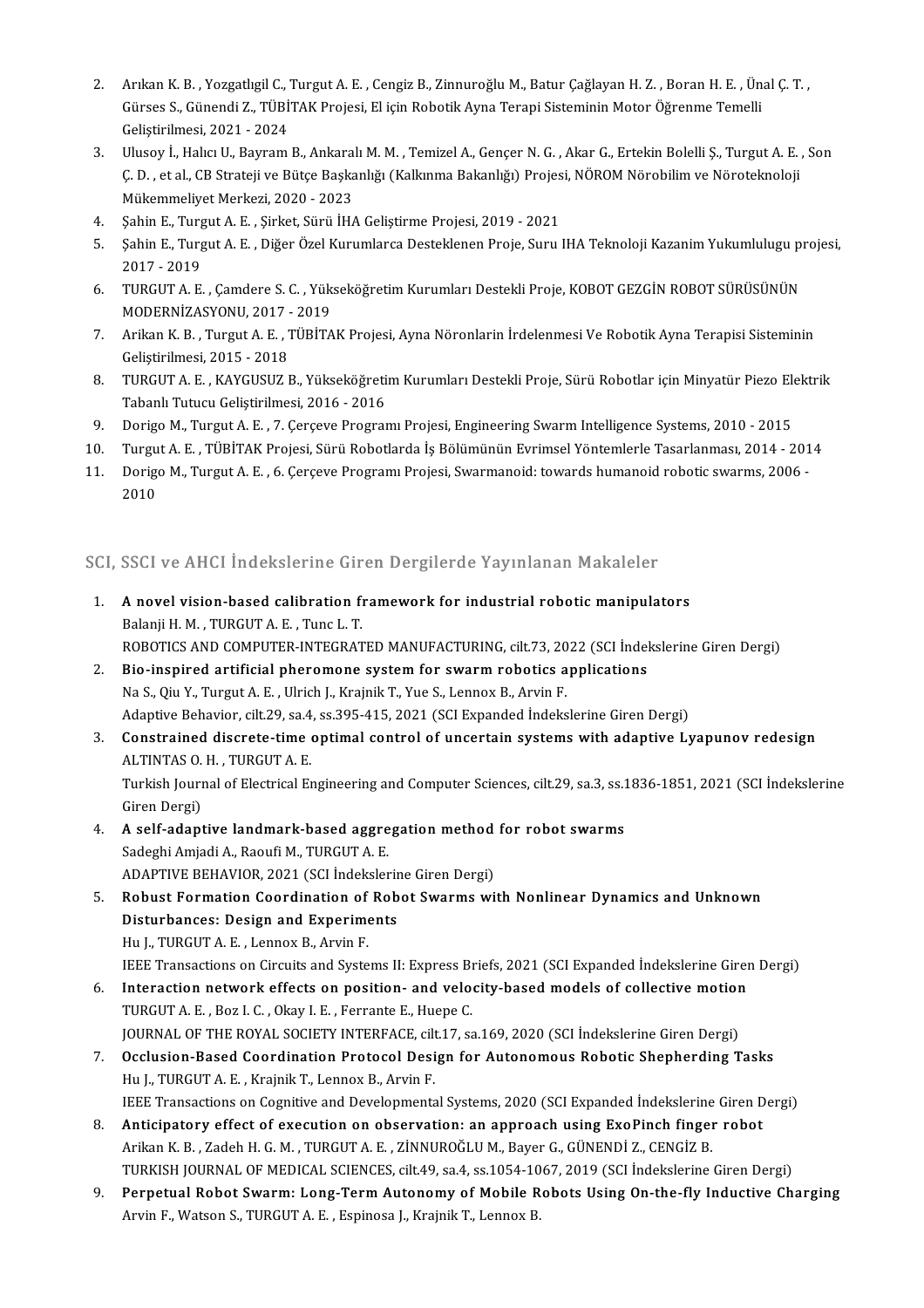2. Arıkan K. B. , Yozgatlıgil C., Turgut A. E. , Cengiz B., Zinnuroğlu M., Batur Çağlayan H. Z. , Boran H. E. , Ünal Ç. T. , Gürses S., Günendi Z., TÜBİTAK Projesi, El için Robotik Ayna Terapi Sisteminin Motor Öğrenme Temelli Geliştirilmesi, 2021 - 2024
3. Ulusoy İ., Halıcı U., Bayram B., Ankaralı M. M. , Temizel A., Gençer N. G. , Akar G., Ertekin Bolelli Ş., Turgut A. E. , Son Ç. D. , et al., CB Strateji ve Bütçe Başkanlığı (Kalkınma Bakanlığı) Projesi, NÖROM Nörobilim ve Nöroteknoloji Mükemmeliyet Merkezi, 2020 - 2023
4. Şahin E., Turgut A. E. , Şirket, Sürü İHA Geliştirme Projesi, 2019 - 2021
5. Şahin E., Turgut A. E. , Diğer Özel Kurumlarca Desteklenen Proje, Suru IHA Teknoloji Kazanim Yukumlulugu projesi, 2017 - 2019
6. TURGUT A. E. , Çamdere S. C. , Yükseköğretim Kurumları Destekli Proje, KOBOT GEZGİN ROBOT SÜRÜSÜNÜN MODERNİZASYONU, 2017 - 2019
7. Arikan K. B. , Turgut A. E. , TÜBİTAK Projesi, Ayna Nöronlarin İrdelenmesi Ve Robotik Ayna Terapisi Sisteminin Geliştirilmesi, 2015 - 2018
8. TURGUT A. E. , KAYGUSUZ B., Yükseköğretim Kurumları Destekli Proje, Sürü Robotlar için Minyatür Piezo Elektrik Tabanlı Tutucu Geliştirilmesi, 2016 - 2016
9. Dorigo M., Turgut A. E. , 7. Çerçeve Programı Projesi, Engineering Swarm Intelligence Systems, 2010 - 2015
10. Turgut A. E. , TÜBİTAK Projesi, Sürü Robotlarda İş Bölümünün Evrimsel Yöntemlerle Tasarlanması, 2014 - 2014
11. Dorigo M., Turgut A. E. , 6. Çerçeve Programı Projesi, Swarmanoid: towards humanoid robotic swarms, 2006 - 2010

## SCI, SSCI ve AHCI İndekslerine Giren Dergilerde Yayınlanan Makaleler

1. **A novel vision-based calibration framework for industrial robotic manipulators**
   Balanji H. M. , TURGUT A. E. , Tunc L. T.
   ROBOTICS AND COMPUTER-INTEGRATED MANUFACTURING, cilt.73, 2022 (SCI İndekslerine Giren Dergi)
2. **Bio-inspired artificial pheromone system for swarm robotics applications**
   Na S., Qiu Y., Turgut A. E. , Ulrich J., Krajnik T., Yue S., Lennox B., Arvin F.
   Adaptive Behavior, cilt.29, sa.4, ss.395-415, 2021 (SCI Expanded İndekslerine Giren Dergi)
3. **Constrained discrete-time optimal control of uncertain systems with adaptive Lyapunov redesign**
   ALTINTAS O. H. , TURGUT A. E.
   Turkish Journal of Electrical Engineering and Computer Sciences, cilt.29, sa.3, ss.1836-1851, 2021 (SCI İndekslerine Giren Dergi)
4. **A self-adaptive landmark-based aggregation method for robot swarms**
   Sadeghi Amjadi A., Raoufi M., TURGUT A. E.
   ADAPTIVE BEHAVIOR, 2021 (SCI İndekslerine Giren Dergi)
5. **Robust Formation Coordination of Robot Swarms with Nonlinear Dynamics and Unknown Disturbances: Design and Experiments**
   Hu J., TURGUT A. E. , Lennox B., Arvin F.
   IEEE Transactions on Circuits and Systems II: Express Briefs, 2021 (SCI Expanded İndekslerine Giren Dergi)
6. **Interaction network effects on position- and velocity-based models of collective motion**
   TURGUT A. E. , Boz I. C. , Okay I. E. , Ferrante E., Huepe C.
   JOURNAL OF THE ROYAL SOCIETY INTERFACE, cilt.17, sa.169, 2020 (SCI İndekslerine Giren Dergi)
7. **Occlusion-Based Coordination Protocol Design for Autonomous Robotic Shepherding Tasks**
   Hu J., TURGUT A. E. , Krajnik T., Lennox B., Arvin F.
   IEEE Transactions on Cognitive and Developmental Systems, 2020 (SCI Expanded İndekslerine Giren Dergi)
8. **Anticipatory effect of execution on observation: an approach using ExoPinch finger robot**
   Arikan K. B. , Zadeh H. G. M. , TURGUT A. E. , ZİNNUROĞLU M., Bayer G., GÜNENDİ Z., CENGİZ B.
   TURKISH JOURNAL OF MEDICAL SCIENCES, cilt.49, sa.4, ss.1054-1067, 2019 (SCI İndekslerine Giren Dergi)
9. **Perpetual Robot Swarm: Long-Term Autonomy of Mobile Robots Using On-the-fly Inductive Charging**
   Arvin F., Watson S., TURGUT A. E. , Espinosa J., Krajnik T., Lennox B.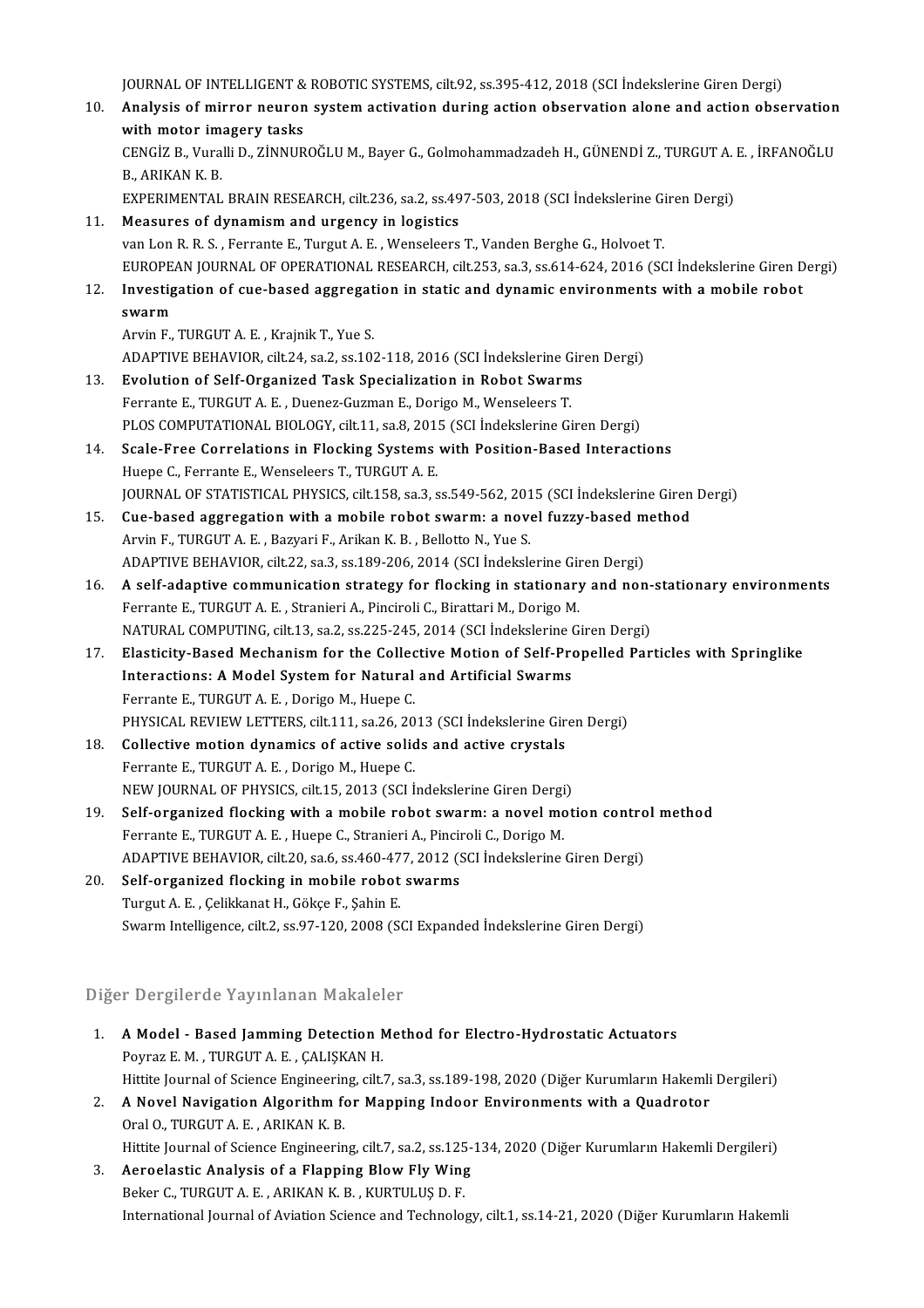JOURNAL OF INTELLIGENT & ROBOTIC SYSTEMS, cilt.92, ss.395-412, 2018 (SCI İndekslerine Giren Dergi)

10. **Analysis of mirror neuron system activation during action observation alone and action observation with motor imagery tasks**
    CENGİZ B., Vuralli D., ZİNNUROĞLU M., Bayer G., Golmohammadzadeh H., GÜNENDİ Z., TURGUT A. E. , İRFANOĞLU B., ARIKAN K. B.
    EXPERIMENTAL BRAIN RESEARCH, cilt.236, sa.2, ss.497-503, 2018 (SCI İndekslerine Giren Dergi)
11. **Measures of dynamism and urgency in logistics**
    van Lon R. R. S. , Ferrante E., Turgut A. E. , Wenseleers T., Vanden Berghe G., Holvoet T.
    EUROPEAN JOURNAL OF OPERATIONAL RESEARCH, cilt.253, sa.3, ss.614-624, 2016 (SCI İndekslerine Giren Dergi)
12. **Investigation of cue-based aggregation in static and dynamic environments with a mobile robot swarm**
    Arvin F., TURGUT A. E. , Krajnik T., Yue S.
    ADAPTIVE BEHAVIOR, cilt.24, sa.2, ss.102-118, 2016 (SCI İndekslerine Giren Dergi)
13. **Evolution of Self-Organized Task Specialization in Robot Swarms**
    Ferrante E., TURGUT A. E. , Duenez-Guzman E., Dorigo M., Wenseleers T.
    PLOS COMPUTATIONAL BIOLOGY, cilt.11, sa.8, 2015 (SCI İndekslerine Giren Dergi)
14. **Scale-Free Correlations in Flocking Systems with Position-Based Interactions**
    Huepe C., Ferrante E., Wenseleers T., TURGUT A. E.
    JOURNAL OF STATISTICAL PHYSICS, cilt.158, sa.3, ss.549-562, 2015 (SCI İndekslerine Giren Dergi)
15. **Cue-based aggregation with a mobile robot swarm: a novel fuzzy-based method**
    Arvin F., TURGUT A. E. , Bazyari F., Arikan K. B. , Bellotto N., Yue S.
    ADAPTIVE BEHAVIOR, cilt.22, sa.3, ss.189-206, 2014 (SCI İndekslerine Giren Dergi)
16. **A self-adaptive communication strategy for flocking in stationary and non-stationary environments**
    Ferrante E., TURGUT A. E. , Stranieri A., Pinciroli C., Birattari M., Dorigo M.
    NATURAL COMPUTING, cilt.13, sa.2, ss.225-245, 2014 (SCI İndekslerine Giren Dergi)
17. **Elasticity-Based Mechanism for the Collective Motion of Self-Propelled Particles with Springlike Interactions: A Model System for Natural and Artificial Swarms**
    Ferrante E., TURGUT A. E. , Dorigo M., Huepe C.
    PHYSICAL REVIEW LETTERS, cilt.111, sa.26, 2013 (SCI İndekslerine Giren Dergi)
18. **Collective motion dynamics of active solids and active crystals**
    Ferrante E., TURGUT A. E. , Dorigo M., Huepe C.
    NEW JOURNAL OF PHYSICS, cilt.15, 2013 (SCI İndekslerine Giren Dergi)
19. **Self-organized flocking with a mobile robot swarm: a novel motion control method**
    Ferrante E., TURGUT A. E. , Huepe C., Stranieri A., Pinciroli C., Dorigo M.
    ADAPTIVE BEHAVIOR, cilt.20, sa.6, ss.460-477, 2012 (SCI İndekslerine Giren Dergi)
20. **Self-organized flocking in mobile robot swarms**
    Turgut A. E. , Çelikkanat H., Gökçe F., Şahin E.
    Swarm Intelligence, cilt.2, ss.97-120, 2008 (SCI Expanded İndekslerine Giren Dergi)

## Diğer Dergilerde Yayınlanan Makaleler

1. **A Model - Based Jamming Detection Method for Electro-Hydrostatic Actuators**
   Poyraz E. M. , TURGUT A. E. , ÇALIŞKAN H.
   Hittite Journal of Science Engineering, cilt.7, sa.3, ss.189-198, 2020 (Diğer Kurumların Hakemli Dergileri)
2. **A Novel Navigation Algorithm for Mapping Indoor Environments with a Quadrotor**
   Oral O., TURGUT A. E. , ARIKAN K. B.
   Hittite Journal of Science Engineering, cilt.7, sa.2, ss.125-134, 2020 (Diğer Kurumların Hakemli Dergileri)
3. **Aeroelastic Analysis of a Flapping Blow Fly Wing**
   Beker C., TURGUT A. E. , ARIKAN K. B. , KURTULUŞ D. F.
   International Journal of Aviation Science and Technology, cilt.1, ss.14-21, 2020 (Diğer Kurumların Hakemli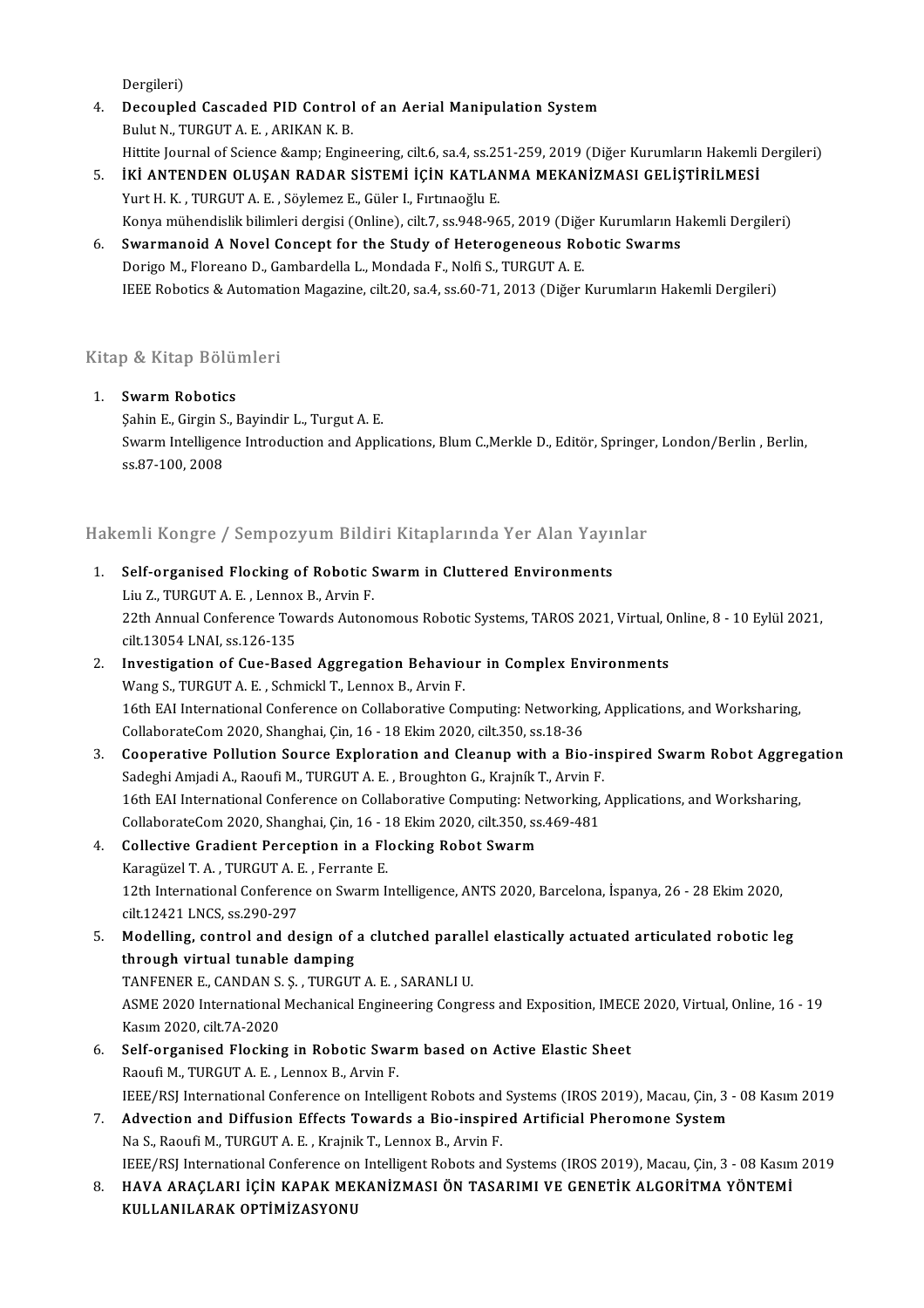Dergileri)

4. **Decoupled Cascaded PID Control of an Aerial Manipulation System**
   Bulut N., TURGUT A. E. , ARIKAN K. B.
   Hittite Journal of Science &amp; Engineering, cilt.6, sa.4, ss.251-259, 2019 (Diğer Kurumların Hakemli Dergileri)
5. **İKİ ANTENDEN OLUŞAN RADAR SİSTEMİ İÇİN KATLANMA MEKANİZMASI GELİŞTİRİLMESİ**
   Yurt H. K. , TURGUT A. E. , Söylemez E., Güler I., Fırtınaoğlu E.
   Konya mühendislik bilimleri dergisi (Online), cilt.7, ss.948-965, 2019 (Diğer Kurumların Hakemli Dergileri)
6. **Swarmanoid A Novel Concept for the Study of Heterogeneous Robotic Swarms**
   Dorigo M., Floreano D., Gambardella L., Mondada F., Nolfi S., TURGUT A. E.
   IEEE Robotics & Automation Magazine, cilt.20, sa.4, ss.60-71, 2013 (Diğer Kurumların Hakemli Dergileri)

## Kitap & Kitap Bölümleri

1. **Swarm Robotics**
   Şahin E., Girgin S., Bayindir L., Turgut A. E.
   Swarm Intelligence Introduction and Applications, Blum C.,Merkle D., Editör, Springer, London/Berlin , Berlin, ss.87-100, 2008

## Hakemli Kongre / Sempozyum Bildiri Kitaplarında Yer Alan Yayınlar

1. **Self-organised Flocking of Robotic Swarm in Cluttered Environments**
   Liu Z., TURGUT A. E. , Lennox B., Arvin F.
   22th Annual Conference Towards Autonomous Robotic Systems, TAROS 2021, Virtual, Online, 8 - 10 Eylül 2021, cilt.13054 LNAI, ss.126-135
2. **Investigation of Cue-Based Aggregation Behaviour in Complex Environments**
   Wang S., TURGUT A. E. , Schmickl T., Lennox B., Arvin F.
   16th EAI International Conference on Collaborative Computing: Networking, Applications, and Worksharing, CollaborateCom 2020, Shanghai, Çin, 16 - 18 Ekim 2020, cilt.350, ss.18-36
3. **Cooperative Pollution Source Exploration and Cleanup with a Bio-inspired Swarm Robot Aggregation**
   Sadeghi Amjadi A., Raoufi M., TURGUT A. E. , Broughton G., Krajník T., Arvin F.
   16th EAI International Conference on Collaborative Computing: Networking, Applications, and Worksharing, CollaborateCom 2020, Shanghai, Çin, 16 - 18 Ekim 2020, cilt.350, ss.469-481
4. **Collective Gradient Perception in a Flocking Robot Swarm**
   Karagüzel T. A. , TURGUT A. E. , Ferrante E.
   12th International Conference on Swarm Intelligence, ANTS 2020, Barcelona, İspanya, 26 - 28 Ekim 2020, cilt.12421 LNCS, ss.290-297
5. **Modelling, control and design of a clutched parallel elastically actuated articulated robotic leg through virtual tunable damping**
   TANFENER E., CANDAN S. Ş. , TURGUT A. E. , SARANLI U.
   ASME 2020 International Mechanical Engineering Congress and Exposition, IMECE 2020, Virtual, Online, 16 - 19 Kasım 2020, cilt.7A-2020
6. **Self-organised Flocking in Robotic Swarm based on Active Elastic Sheet**
   Raoufi M., TURGUT A. E. , Lennox B., Arvin F.
   IEEE/RSJ International Conference on Intelligent Robots and Systems (IROS 2019), Macau, Çin, 3 - 08 Kasım 2019
7. **Advection and Diffusion Effects Towards a Bio-inspired Artificial Pheromone System**
   Na S., Raoufi M., TURGUT A. E. , Krajnik T., Lennox B., Arvin F.
   IEEE/RSJ International Conference on Intelligent Robots and Systems (IROS 2019), Macau, Çin, 3 - 08 Kasım 2019
8. **HAVA ARAÇLARI İÇİN KAPAK MEKANİZMASI ÖN TASARIMI VE GENETİK ALGORİTMA YÖNTEMİ KULLANILARAK OPTİMİZASYONU**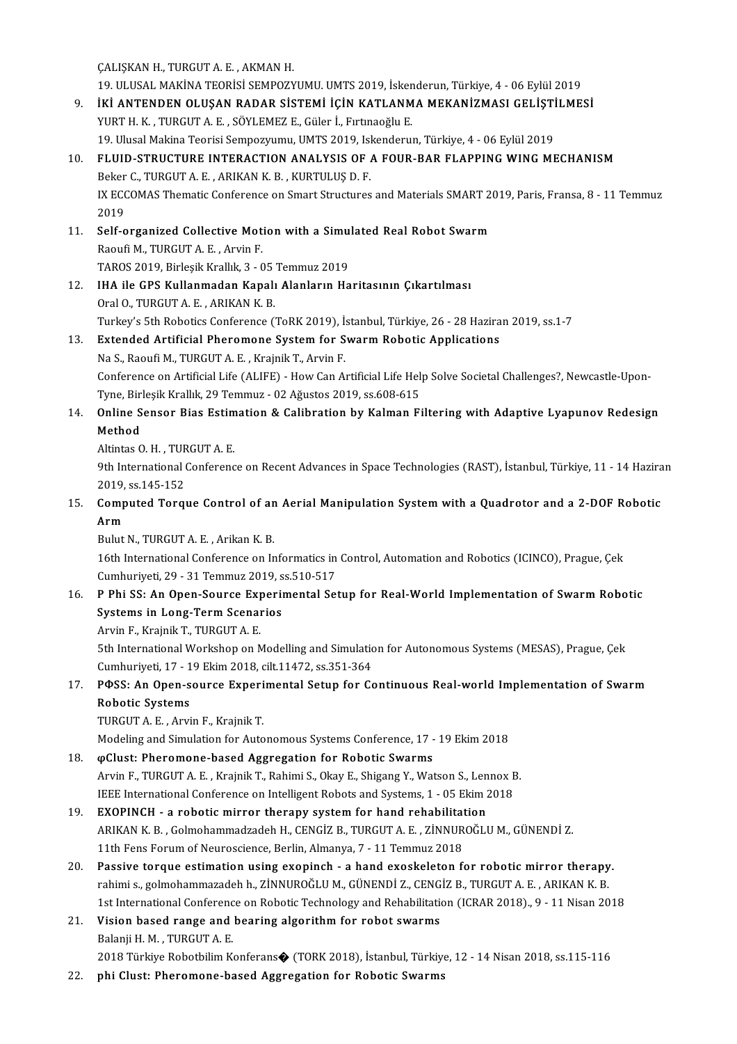ÇALIŞKAN H., TURGUT A. E. , AKMAN H.
19. ULUSAL MAKİNA TEORİSİ SEMPOZYUMU. UMTS 2019, İskenderun, Türkiye, 4 - 06 Eylül 2019

9. **İKİ ANTENDEN OLUŞAN RADAR SİSTEMİ İÇİN KATLANMA MEKANİZMASI GELİŞTİLMESİ**
   YURT H. K. , TURGUT A. E. , SÖYLEMEZ E., Güler İ., Fırtınaoğlu E.
   19. Ulusal Makina Teorisi Sempozyumu, UMTS 2019, Iskenderun, Türkiye, 4 - 06 Eylül 2019
10. **FLUID-STRUCTURE INTERACTION ANALYSIS OF A FOUR-BAR FLAPPING WING MECHANISM**
    Beker C., TURGUT A. E. , ARIKAN K. B. , KURTULUŞ D. F.
    IX ECCOMAS Thematic Conference on Smart Structures and Materials SMART 2019, Paris, Fransa, 8 - 11 Temmuz 2019
11. **Self-organized Collective Motion with a Simulated Real Robot Swarm**
    Raoufi M., TURGUT A. E. , Arvin F.
    TAROS 2019, Birleşik Krallık, 3 - 05 Temmuz 2019
12. **IHA ile GPS Kullanmadan Kapalı Alanların Haritasının Çıkartılması**
    Oral O., TURGUT A. E. , ARIKAN K. B.
    Turkey's 5th Robotics Conference (ToRK 2019), İstanbul, Türkiye, 26 - 28 Haziran 2019, ss.1-7
13. **Extended Artificial Pheromone System for Swarm Robotic Applications**
    Na S., Raoufi M., TURGUT A. E. , Krajnik T., Arvin F.
    Conference on Artificial Life (ALIFE) - How Can Artificial Life Help Solve Societal Challenges?, Newcastle-Upon-Tyne, Birleşik Krallık, 29 Temmuz - 02 Ağustos 2019, ss.608-615
14. **Online Sensor Bias Estimation & Calibration by Kalman Filtering with Adaptive Lyapunov Redesign Method**
    Altintas O. H. , TURGUT A. E.
    9th International Conference on Recent Advances in Space Technologies (RAST), İstanbul, Türkiye, 11 - 14 Haziran 2019, ss.145-152
15. **Computed Torque Control of an Aerial Manipulation System with a Quadrotor and a 2-DOF Robotic Arm**
    Bulut N., TURGUT A. E. , Arikan K. B.
    16th International Conference on Informatics in Control, Automation and Robotics (ICINCO), Prague, Çek Cumhuriyeti, 29 - 31 Temmuz 2019, ss.510-517
16. **P Phi SS: An Open-Source Experimental Setup for Real-World Implementation of Swarm Robotic Systems in Long-Term Scenarios**
    Arvin F., Krajnik T., TURGUT A. E.
    5th International Workshop on Modelling and Simulation for Autonomous Systems (MESAS), Prague, Çek Cumhuriyeti, 17 - 19 Ekim 2018, cilt.11472, ss.351-364
17. **PΦSS: An Open-source Experimental Setup for Continuous Real-world Implementation of Swarm Robotic Systems**
    TURGUT A. E. , Arvin F., Krajnik T.
    Modeling and Simulation for Autonomous Systems Conference, 17 - 19 Ekim 2018
18. **φClust: Pheromone-based Aggregation for Robotic Swarms**
    Arvin F., TURGUT A. E. , Krajnik T., Rahimi S., Okay E., Shigang Y., Watson S., Lennox B.
    IEEE International Conference on Intelligent Robots and Systems, 1 - 05 Ekim 2018
19. **EXOPINCH - a robotic mirror therapy system for hand rehabilitation**
    ARIKAN K. B. , Golmohammadzadeh H., CENGİZ B., TURGUT A. E. , ZİNNUROĞLU M., GÜNENDİ Z.
    11th Fens Forum of Neuroscience, Berlin, Almanya, 7 - 11 Temmuz 2018
20. **Passive torque estimation using exopinch - a hand exoskeleton for robotic mirror therapy.**
    rahimi s., golmohammazadeh h., ZİNNUROĞLU M., GÜNENDİ Z., CENGİZ B., TURGUT A. E. , ARIKAN K. B.
    1st International Conference on Robotic Technology and Rehabilitation (ICRAR 2018)., 9 - 11 Nisan 2018
21. **Vision based range and bearing algorithm for robot swarms**
    Balanji H. M. , TURGUT A. E.
    2018 Türkiye Robotbilim Konferans� (TORK 2018), İstanbul, Türkiye, 12 - 14 Nisan 2018, ss.115-116
22. **phi Clust: Pheromone-based Aggregation for Robotic Swarms**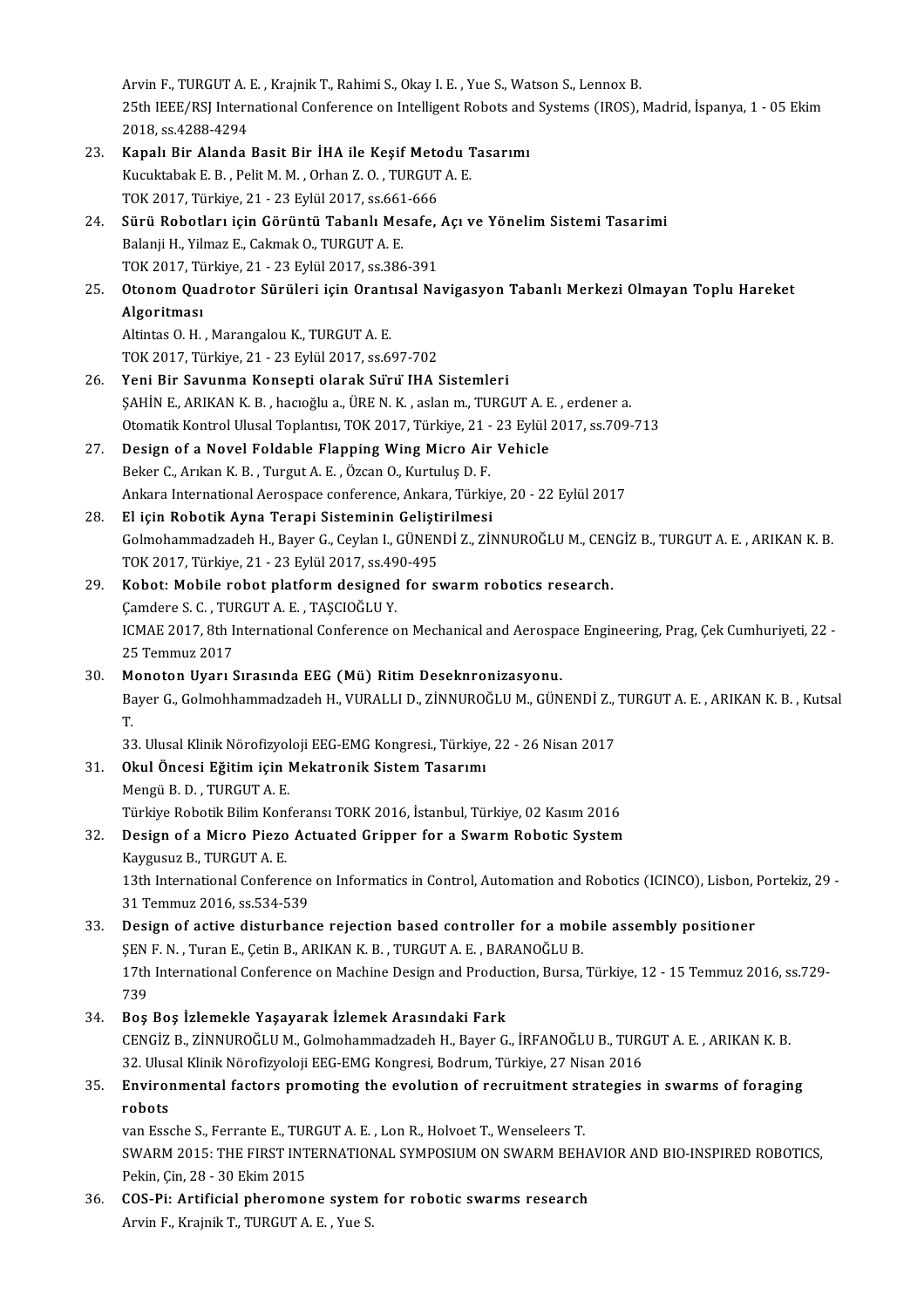Arvin F., TURGUT A. E. , Krajnik T., Rahimi S., Okay I. E. , Yue S., Watson S., Lennox B.
25th IEEE/RSJ International Conference on Intelligent Robots and Systems (IROS), Madrid, İspanya, 1 - 05 Ekim 2018, ss.4288-4294

23. **Kapalı Bir Alanda Basit Bir İHA ile Keşif Metodu Tasarımı**
Kucuktabak E. B. , Pelit M. M. , Orhan Z. O. , TURGUT A. E.
TOK 2017, Türkiye, 21 - 23 Eylül 2017, ss.661-666

24. **Sürü Robotları için Görüntü Tabanlı Mesafe, Açı ve Yönelim Sistemi Tasarimi**
Balanji H., Yilmaz E., Cakmak O., TURGUT A. E.
TOK 2017, Türkiye, 21 - 23 Eylül 2017, ss.386-391

25. **Otonom Quadrotor Sürüleri için Orantısal Navigasyon Tabanlı Merkezi Olmayan Toplu Hareket Algoritması**
Altintas O. H. , Marangalou K., TURGUT A. E.
TOK 2017, Türkiye, 21 - 23 Eylül 2017, ss.697-702

26. **Yeni Bir Savunma Konsepti olarak Sürü İHA Sistemleri**
ŞAHİN E., ARIKAN K. B. , hacıoğlu a., ÜRE N. K. , aslan m., TURGUT A. E. , erdener a.
Otomatik Kontrol Ulusal Toplantısı, TOK 2017, Türkiye, 21 - 23 Eylül 2017, ss.709-713

27. **Design of a Novel Foldable Flapping Wing Micro Air Vehicle**
Beker C., Arıkan K. B. , Turgut A. E. , Özcan O., Kurtuluş D. F.
Ankara International Aerospace conference, Ankara, Türkiye, 20 - 22 Eylül 2017

28. **El için Robotik Ayna Terapi Sisteminin Geliştirilmesi**
Golmohammadzadeh H., Bayer G., Ceylan I., GÜNENDİ Z., ZİNNUROĞLU M., CENGİZ B., TURGUT A. E. , ARIKAN K. B.
TOK 2017, Türkiye, 21 - 23 Eylül 2017, ss.490-495

29. **Kobot: Mobile robot platform designed for swarm robotics research.**
Çamdere S. C. , TURGUT A. E. , TAŞCIOĞLU Y.
ICMAE 2017, 8th International Conference on Mechanical and Aerospace Engineering, Prag, Çek Cumhuriyeti, 22 - 25 Temmuz 2017

30. **Monoton Uyarı Sırasında EEG (Mü) Ritim Deseknronizasyonu.**
Bayer G., Golmohhammadzadeh H., VURALLI D., ZİNNUROĞLU M., GÜNENDİ Z., TURGUT A. E. , ARIKAN K. B. , Kutsal T.
33. Ulusal Klinik Nörofizyoloji EEG-EMG Kongresi., Türkiye, 22 - 26 Nisan 2017

31. **Okul Öncesi Eğitim için Mekatronik Sistem Tasarımı**
Mengü B. D. , TURGUT A. E.
Türkiye Robotik Bilim Konferansı TORK 2016, İstanbul, Türkiye, 02 Kasım 2016

32. **Design of a Micro Piezo Actuated Gripper for a Swarm Robotic System**
Kaygusuz B., TURGUT A. E.
13th International Conference on Informatics in Control, Automation and Robotics (ICINCO), Lisbon, Portekiz, 29 - 31 Temmuz 2016, ss.534-539

33. **Design of active disturbance rejection based controller for a mobile assembly positioner**
ŞEN F. N. , Turan E., Çetin B., ARIKAN K. B. , TURGUT A. E. , BARANOĞLU B.
17th International Conference on Machine Design and Production, Bursa, Türkiye, 12 - 15 Temmuz 2016, ss.729-739

34. **Boş Boş İzlemekle Yaşayarak İzlemek Arasındaki Fark**
CENGİZ B., ZİNNUROĞLU M., Golmohammadzadeh H., Bayer G., İRFANOĞLU B., TURGUT A. E. , ARIKAN K. B.
32. Ulusal Klinik Nörofizyoloji EEG-EMG Kongresi, Bodrum, Türkiye, 27 Nisan 2016

35. **Environmental factors promoting the evolution of recruitment strategies in swarms of foraging robots**
van Essche S., Ferrante E., TURGUT A. E. , Lon R., Holvoet T., Wenseleers T.
SWARM 2015: THE FIRST INTERNATIONAL SYMPOSIUM ON SWARM BEHAVIOR AND BIO-INSPIRED ROBOTICS, Pekin, Çin, 28 - 30 Ekim 2015

36. **COS-Pi: Artificial pheromone system for robotic swarms research**
Arvin F., Krajnik T., TURGUT A. E. , Yue S.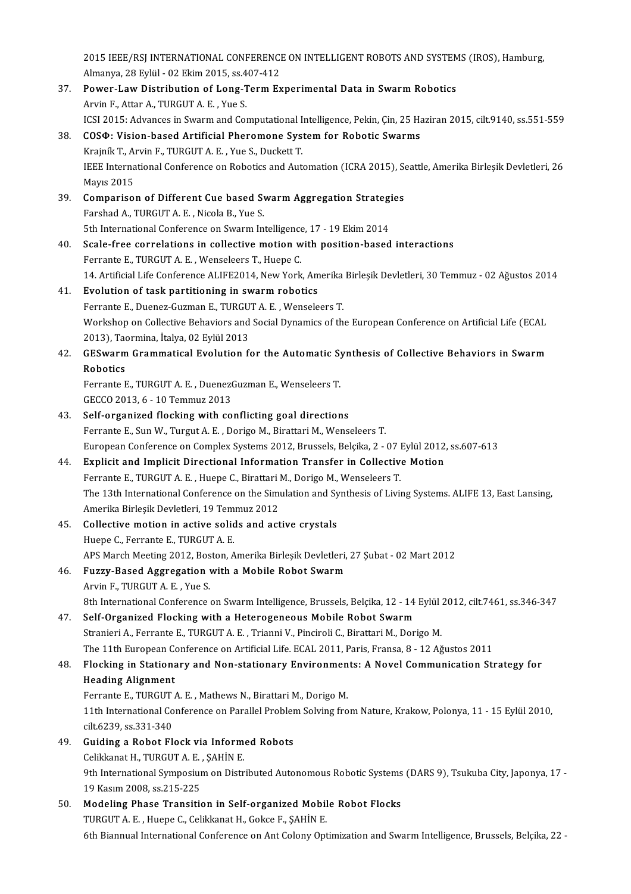2015 IEEE/RSJ INTERNATIONAL CONFERENCE ON INTELLIGENT ROBOTS AND SYSTEMS (IROS), Hamburg, Almanya, 28 Eylül - 02 Ekim 2015, ss.407-412

37. **Power-Law Distribution of Long-Term Experimental Data in Swarm Robotics**
    Arvin F., Attar A., TURGUT A. E. , Yue S.
    ICSI 2015: Advances in Swarm and Computational Intelligence, Pekin, Çin, 25 Haziran 2015, cilt.9140, ss.551-559
38. **COSΦ: Vision-based Artificial Pheromone System for Robotic Swarms**
    Krajník T., Arvin F., TURGUT A. E. , Yue S., Duckett T.
    IEEE International Conference on Robotics and Automation (ICRA 2015), Seattle, Amerika Birleşik Devletleri, 26 Mayıs 2015
39. **Comparison of Different Cue based Swarm Aggregation Strategies**
    Farshad A., TURGUT A. E. , Nicola B., Yue S.
    5th International Conference on Swarm Intelligence, 17 - 19 Ekim 2014
40. **Scale-free correlations in collective motion with position-based interactions**
    Ferrante E., TURGUT A. E. , Wenseleers T., Huepe C.
    14. Artificial Life Conference ALIFE2014, New York, Amerika Birleşik Devletleri, 30 Temmuz - 02 Ağustos 2014
41. **Evolution of task partitioning in swarm robotics**
    Ferrante E., Duenez-Guzman E., TURGUT A. E. , Wenseleers T.
    Workshop on Collective Behaviors and Social Dynamics of the European Conference on Artificial Life (ECAL 2013), Taormina, İtalya, 02 Eylül 2013
42. **GESwarm Grammatical Evolution for the Automatic Synthesis of Collective Behaviors in Swarm Robotics**
    Ferrante E., TURGUT A. E. , DuenezGuzman E., Wenseleers T.
    GECCO 2013, 6 - 10 Temmuz 2013
43. **Self-organized flocking with conflicting goal directions**
    Ferrante E., Sun W., Turgut A. E. , Dorigo M., Birattari M., Wenseleers T.
    European Conference on Complex Systems 2012, Brussels, Belçika, 2 - 07 Eylül 2012, ss.607-613
44. **Explicit and Implicit Directional Information Transfer in Collective Motion**
    Ferrante E., TURGUT A. E. , Huepe C., Birattari M., Dorigo M., Wenseleers T.
    The 13th International Conference on the Simulation and Synthesis of Living Systems. ALIFE 13, East Lansing, Amerika Birleşik Devletleri, 19 Temmuz 2012
45. **Collective motion in active solids and active crystals**
    Huepe C., Ferrante E., TURGUT A. E.
    APS March Meeting 2012, Boston, Amerika Birleşik Devletleri, 27 Şubat - 02 Mart 2012
46. **Fuzzy-Based Aggregation with a Mobile Robot Swarm**
    Arvin F., TURGUT A. E. , Yue S.
    8th International Conference on Swarm Intelligence, Brussels, Belçika, 12 - 14 Eylül 2012, cilt.7461, ss.346-347
47. **Self-Organized Flocking with a Heterogeneous Mobile Robot Swarm**
    Stranieri A., Ferrante E., TURGUT A. E. , Trianni V., Pinciroli C., Birattari M., Dorigo M.
    The 11th European Conference on Artificial Life. ECAL 2011, Paris, Fransa, 8 - 12 Ağustos 2011
48. **Flocking in Stationary and Non-stationary Environments: A Novel Communication Strategy for Heading Alignment**
    Ferrante E., TURGUT A. E. , Mathews N., Birattari M., Dorigo M.
    11th International Conference on Parallel Problem Solving from Nature, Krakow, Polonya, 11 - 15 Eylül 2010, cilt.6239, ss.331-340
49. **Guiding a Robot Flock via Informed Robots**
    Celikkanat H., TURGUT A. E. , ŞAHİN E.
    9th International Symposium on Distributed Autonomous Robotic Systems (DARS 9), Tsukuba City, Japonya, 17 - 19 Kasım 2008, ss.215-225
50. **Modeling Phase Transition in Self-organized Mobile Robot Flocks**
    TURGUT A. E. , Huepe C., Celikkanat H., Gokce F., ŞAHİN E.
    6th Biannual International Conference on Ant Colony Optimization and Swarm Intelligence, Brussels, Belçika, 22 -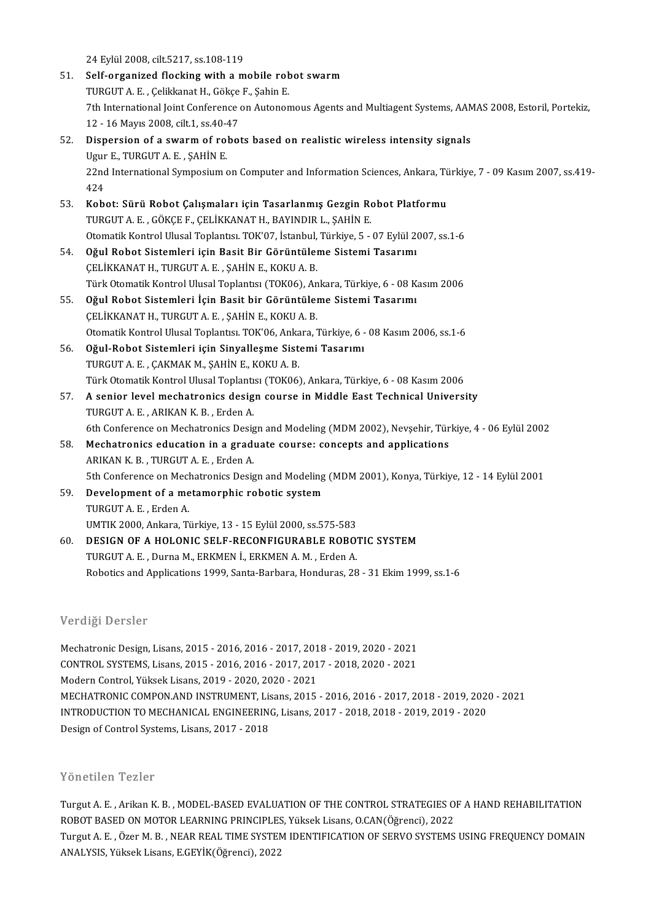24 Eylül 2008, cilt.5217, ss.108-119

51. **Self-organized flocking with a mobile robot swarm**
    TURGUT A. E. , Çelikkanat H., Gökçe F., Şahin E.
    7th International Joint Conference on Autonomous Agents and Multiagent Systems, AAMAS 2008, Estoril, Portekiz, 12 - 16 Mayıs 2008, cilt.1, ss.40-47
52. **Dispersion of a swarm of robots based on realistic wireless intensity signals**
    Ugur E., TURGUT A. E. , ŞAHİN E.
    22nd International Symposium on Computer and Information Sciences, Ankara, Türkiye, 7 - 09 Kasım 2007, ss.419-424
53. **Kobot: Sürü Robot Çalışmaları için Tasarlanmış Gezgin Robot Platformu**
    TURGUT A. E. , GÖKÇE F., ÇELİKKANAT H., BAYINDIR L., ŞAHİN E.
    Otomatik Kontrol Ulusal Toplantısı. TOK'07, İstanbul, Türkiye, 5 - 07 Eylül 2007, ss.1-6
54. **Oğul Robot Sistemleri için Basit Bir Görüntüleme Sistemi Tasarımı**
    ÇELİKKANAT H., TURGUT A. E. , ŞAHİN E., KOKU A. B.
    Türk Otomatik Kontrol Ulusal Toplantısı (TOK06), Ankara, Türkiye, 6 - 08 Kasım 2006
55. **Oğul Robot Sistemleri İçin Basit bir Görüntüleme Sistemi Tasarımı**
    ÇELİKKANAT H., TURGUT A. E. , ŞAHİN E., KOKU A. B.
    Otomatik Kontrol Ulusal Toplantısı. TOK'06, Ankara, Türkiye, 6 - 08 Kasım 2006, ss.1-6
56. **Oğul-Robot Sistemleri için Sinyalleşme Sistemi Tasarımı**
    TURGUT A. E. , ÇAKMAK M., ŞAHİN E., KOKU A. B.
    Türk Otomatik Kontrol Ulusal Toplantısı (TOK06), Ankara, Türkiye, 6 - 08 Kasım 2006
57. **A senior level mechatronics design course in Middle East Technical University**
    TURGUT A. E. , ARIKAN K. B. , Erden A.
    6th Conference on Mechatronics Design and Modeling (MDM 2002), Nevşehir, Türkiye, 4 - 06 Eylül 2002
58. **Mechatronics education in a graduate course: concepts and applications**
    ARIKAN K. B. , TURGUT A. E. , Erden A.
    5th Conference on Mechatronics Design and Modeling (MDM 2001), Konya, Türkiye, 12 - 14 Eylül 2001
59. **Development of a metamorphic robotic system**
    TURGUT A. E. , Erden A.
    UMTIK 2000, Ankara, Türkiye, 13 - 15 Eylül 2000, ss.575-583
60. **DESIGN OF A HOLONIC SELF-RECONFIGURABLE ROBOTIC SYSTEM**
    TURGUT A. E. , Durna M., ERKMEN İ., ERKMEN A. M. , Erden A.
    Robotics and Applications 1999, Santa-Barbara, Honduras, 28 - 31 Ekim 1999, ss.1-6

## Verdiği Dersler

Mechatronic Design, Lisans, 2015 - 2016, 2016 - 2017, 2018 - 2019, 2020 - 2021
CONTROL SYSTEMS, Lisans, 2015 - 2016, 2016 - 2017, 2017 - 2018, 2020 - 2021
Modern Control, Yüksek Lisans, 2019 - 2020, 2020 - 2021
MECHATRONIC COMPON.AND INSTRUMENT, Lisans, 2015 - 2016, 2016 - 2017, 2018 - 2019, 2020 - 2021
INTRODUCTION TO MECHANICAL ENGINEERING, Lisans, 2017 - 2018, 2018 - 2019, 2019 - 2020
Design of Control Systems, Lisans, 2017 - 2018

## Yönetilen Tezler

Turgut A. E. , Arikan K. B. , MODEL-BASED EVALUATION OF THE CONTROL STRATEGIES OF A HAND REHABILITATION ROBOT BASED ON MOTOR LEARNING PRINCIPLES, Yüksek Lisans, O.CAN(Öğrenci), 2022

Turgut A. E. , Özer M. B. , NEAR REAL TIME SYSTEM IDENTIFICATION OF SERVO SYSTEMS USING FREQUENCY DOMAIN ANALYSIS, Yüksek Lisans, E.GEYİK(Öğrenci), 2022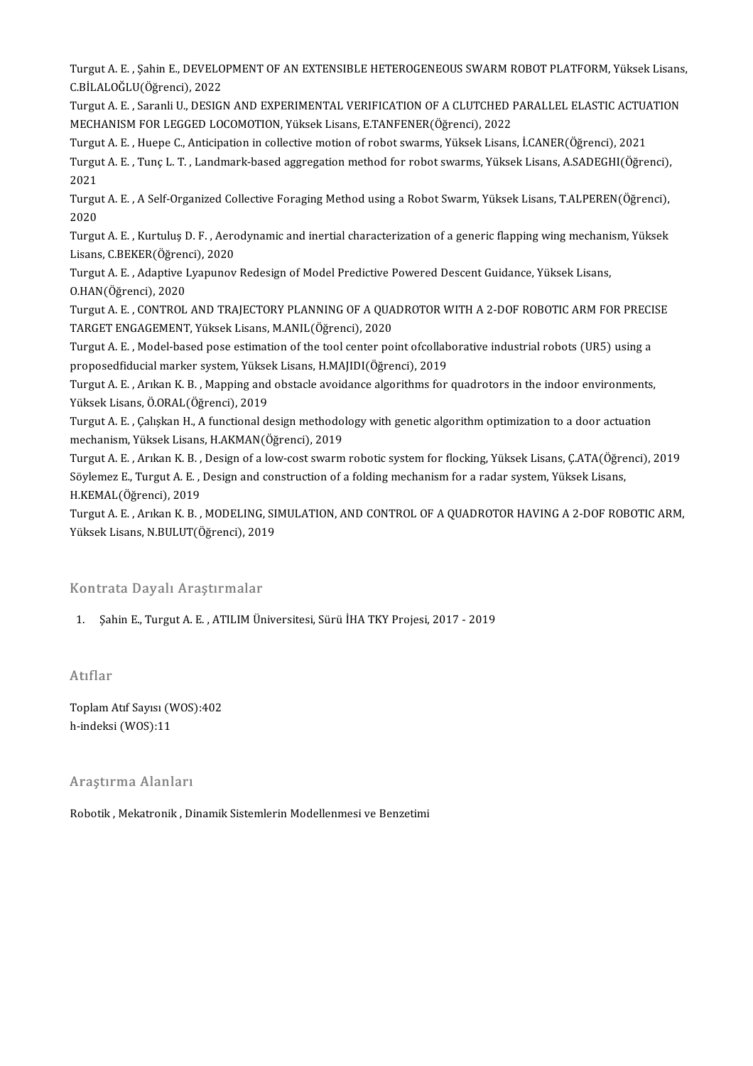Turgut A. E. , Şahin E., DEVELOPMENT OF AN EXTENSIBLE HETEROGENEOUS SWARM ROBOT PLATFORM, Yüksek Lisans, C.BİLALOĞLU(Öğrenci), 2022

Turgut A. E. , Saranli U., DESIGN AND EXPERIMENTAL VERIFICATION OF A CLUTCHED PARALLEL ELASTIC ACTUATION MECHANISM FOR LEGGED LOCOMOTION, Yüksek Lisans, E.TANFENER(Öğrenci), 2022

Turgut A. E. , Huepe C., Anticipation in collective motion of robot swarms, Yüksek Lisans, İ.CANER(Öğrenci), 2021

Turgut A. E. , Tunç L. T. , Landmark-based aggregation method for robot swarms, Yüksek Lisans, A.SADEGHI(Öğrenci), 2021

Turgut A. E. , A Self-Organized Collective Foraging Method using a Robot Swarm, Yüksek Lisans, T.ALPEREN(Öğrenci), 2020

Turgut A. E. , Kurtuluş D. F. , Aerodynamic and inertial characterization of a generic flapping wing mechanism, Yüksek Lisans, C.BEKER(Öğrenci), 2020

Turgut A. E. , Adaptive Lyapunov Redesign of Model Predictive Powered Descent Guidance, Yüksek Lisans, O.HAN(Öğrenci), 2020

Turgut A. E. , CONTROL AND TRAJECTORY PLANNING OF A QUADROTOR WITH A 2-DOF ROBOTIC ARM FOR PRECISE TARGET ENGAGEMENT, Yüksek Lisans, M.ANIL(Öğrenci), 2020

Turgut A. E. , Model-based pose estimation of the tool center point ofcollaborative industrial robots (UR5) using a proposedfiducial marker system, Yüksek Lisans, H.MAJIDI(Öğrenci), 2019

Turgut A. E. , Arıkan K. B. , Mapping and obstacle avoidance algorithms for quadrotors in the indoor environments, Yüksek Lisans, Ö.ORAL(Öğrenci), 2019

Turgut A. E. , Çalışkan H., A functional design methodology with genetic algorithm optimization to a door actuation mechanism, Yüksek Lisans, H.AKMAN(Öğrenci), 2019

Turgut A. E. , Arıkan K. B. , Design of a low-cost swarm robotic system for flocking, Yüksek Lisans, Ç.ATA(Öğrenci), 2019

Söylemez E., Turgut A. E. , Design and construction of a folding mechanism for a radar system, Yüksek Lisans, H.KEMAL(Öğrenci), 2019

Turgut A. E. , Arıkan K. B. , MODELING, SIMULATION, AND CONTROL OF A QUADROTOR HAVING A 2-DOF ROBOTIC ARM, Yüksek Lisans, N.BULUT(Öğrenci), 2019

## Kontrata Dayalı Araştırmalar

1. Şahin E., Turgut A. E. , ATILIM Üniversitesi, Sürü İHA TKY Projesi, 2017 - 2019

## Atıflar

Toplam Atıf Sayısı (WOS):402
h-indeksi (WOS):11

## Araştırma Alanları

Robotik , Mekatronik , Dinamik Sistemlerin Modellenmesi ve Benzetimi